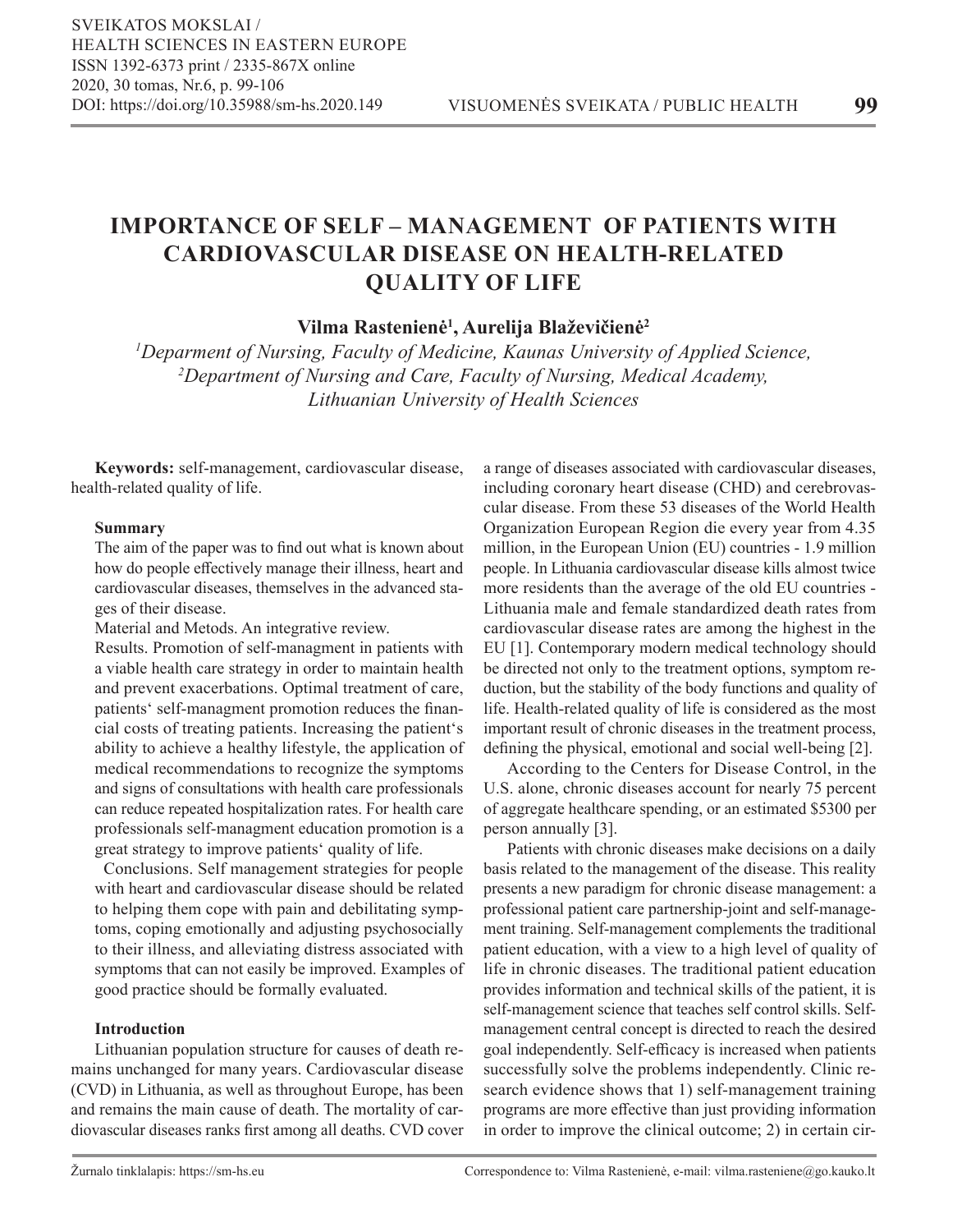# IMPORTANCE OF SELF – MANAGEMENT OF PATIENTS WITH CARDIOVASCULAR DISEASE ON HEALTH-RELATED QUALITY OF LIFE

**Vilma Rastenienė[1], Aurelija Blaževičienė[2]**

*[1]Deparment of Nursing, Faculty of Medicine, Kaunas University of Applied Science,*
*[2]Department of Nursing and Care, Faculty of Nursing, Medical Academy, Lithuanian University of Health Sciences*

**Keywords:** self-management, cardiovascular disease, health-related quality of life.

**Summary**

The aim of the paper was to find out what is known about how do people effectively manage their illness, heart and cardiovascular diseases, themselves in the advanced stages of their disease.

Material and Metods. An integrative review.

Results. Promotion of self-managment in patients with a viable health care strategy in order to maintain health and prevent exacerbations. Optimal treatment of care, patients' self-managment promotion reduces the financial costs of treating patients. Increasing the patient's ability to achieve a healthy lifestyle, the application of medical recommendations to recognize the symptoms and signs of consultations with health care professionals can reduce repeated hospitalization rates. For health care professionals self-managment education promotion is a great strategy to improve patients' quality of life.

Conclusions. Self management strategies for people with heart and cardiovascular disease should be related to helping them cope with pain and debilitating symptoms, coping emotionally and adjusting psychosocially to their illness, and alleviating distress associated with symptoms that can not easily be improved. Examples of good practice should be formally evaluated.

**Introduction**

Lithuanian population structure for causes of death remains unchanged for many years. Cardiovascular disease (CVD) in Lithuania, as well as throughout Europe, has been and remains the main cause of death. The mortality of cardiovascular diseases ranks first among all deaths. CVD cover a range of diseases associated with cardiovascular diseases, including coronary heart disease (CHD) and cerebrovascular disease. From these 53 diseases of the World Health Organization European Region die every year from 4.35 million, in the European Union (EU) countries - 1.9 million people. In Lithuania cardiovascular disease kills almost twice more residents than the average of the old EU countries - Lithuania male and female standardized death rates from cardiovascular disease rates are among the highest in the EU [1]. Contemporary modern medical technology should be directed not only to the treatment options, symptom reduction, but the stability of the body functions and quality of life. Health-related quality of life is considered as the most important result of chronic diseases in the treatment process, defining the physical, emotional and social well-being [2].

According to the Centers for Disease Control, in the U.S. alone, chronic diseases account for nearly 75 percent of aggregate healthcare spending, or an estimated $5300 per person annually [3].

Patients with chronic diseases make decisions on a daily basis related to the management of the disease. This reality presents a new paradigm for chronic disease management: a professional patient care partnership-joint and self-management training. Self-management complements the traditional patient education, with a view to a high level of quality of life in chronic diseases. The traditional patient education provides information and technical skills of the patient, it is self-management science that teaches self control skills. Self-management central concept is directed to reach the desired goal independently. Self-efficacy is increased when patients successfully solve the problems independently. Clinic research evidence shows that 1) self-management training programs are more effective than just providing information in order to improve the clinical outcome; 2) in certain cir-

Žurnalo tinklalapis: https://sm-hs.eu

Correspondence to: Vilma Rastenienė, e-mail: vilma.rasteniene@go.kauko.lt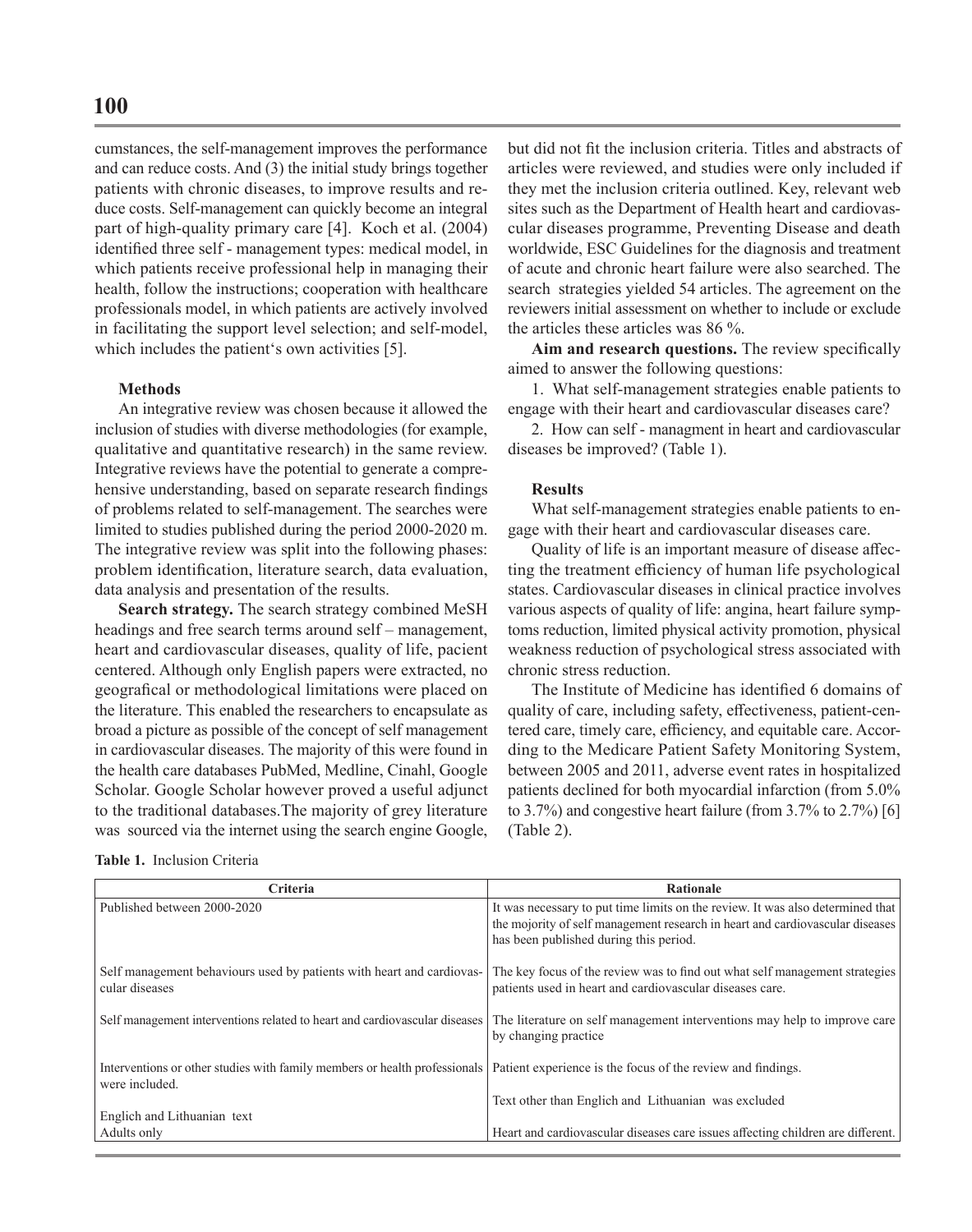cumstances, the self-management improves the performance and can reduce costs. And (3) the initial study brings together patients with chronic diseases, to improve results and reduce costs. Self-management can quickly become an integral part of high-quality primary care [4]. Koch et al. (2004) identified three self - management types: medical model, in which patients receive professional help in managing their health, follow the instructions; cooperation with healthcare professionals model, in which patients are actively involved in facilitating the support level selection; and self-model, which includes the patient's own activities [5].

### Methods

An integrative review was chosen because it allowed the inclusion of studies with diverse methodologies (for example, qualitative and quantitative research) in the same review. Integrative reviews have the potential to generate a comprehensive understanding, based on separate research findings of problems related to self-management. The searches were limited to studies published during the period 2000-2020 m. The integrative review was split into the following phases: problem identification, literature search, data evaluation, data analysis and presentation of the results.

**Search strategy.** The search strategy combined MeSH headings and free search terms around self – management, heart and cardiovascular diseases, quality of life, pacient centered. Although only English papers were extracted, no geografical or methodological limitations were placed on the literature. This enabled the researchers to encapsulate as broad a picture as possible of the concept of self management in cardiovascular diseases. The majority of this were found in the health care databases PubMed, Medline, Cinahl, Google Scholar. Google Scholar however proved a useful adjunct to the traditional databases.The majority of grey literature was sourced via the internet using the search engine Google, but did not fit the inclusion criteria. Titles and abstracts of articles were reviewed, and studies were only included if they met the inclusion criteria outlined. Key, relevant web sites such as the Department of Health heart and cardiovascular diseases programme, Preventing Disease and death worldwide, ESC Guidelines for the diagnosis and treatment of acute and chronic heart failure were also searched. The search strategies yielded 54 articles. The agreement on the reviewers initial assessment on whether to include or exclude the articles these articles was 86 %.

**Aim and research questions.** The review specifically aimed to answer the following questions:

1. What self-management strategies enable patients to engage with their heart and cardiovascular diseases care?
2. How can self - managment in heart and cardiovascular diseases be improved? (Table 1).

### Results

What self-management strategies enable patients to engage with their heart and cardiovascular diseases care.

Quality of life is an important measure of disease affecting the treatment efficiency of human life psychological states. Cardiovascular diseases in clinical practice involves various aspects of quality of life: angina, heart failure symptoms reduction, limited physical activity promotion, physical weakness reduction of psychological stress associated with chronic stress reduction.

The Institute of Medicine has identified 6 domains of quality of care, including safety, effectiveness, patient-centered care, timely care, efficiency, and equitable care. According to the Medicare Patient Safety Monitoring System, between 2005 and 2011, adverse event rates in hospitalized patients declined for both myocardial infarction (from 5.0% to 3.7%) and congestive heart failure (from 3.7% to 2.7%) [6] (Table 2).

**Table 1.** Inclusion Criteria

| Criteria | Rationale |
|---|---|
| Published between 2000-2020 | It was necessary to put time limits on the review. It was also determined that the mojority of self management research in heart and cardiovascular diseases has been published during this period. |
| Self management behaviours used by patients with heart and cardiovascular diseases | The key focus of the review was to find out what self management strategies patients used in heart and cardiovascular diseases care. |
| Self management interventions related to heart and cardiovascular diseases | The literature on self management interventions may help to improve care by changing practice |
| Interventions or other studies with family members or health professionals were included. | Patient experience is the focus of the review and findings. |
| Englich and Lithuanian text | Text other than Englich and Lithuanian was excluded |
| Adults only | Heart and cardiovascular diseases care issues affecting children are different. |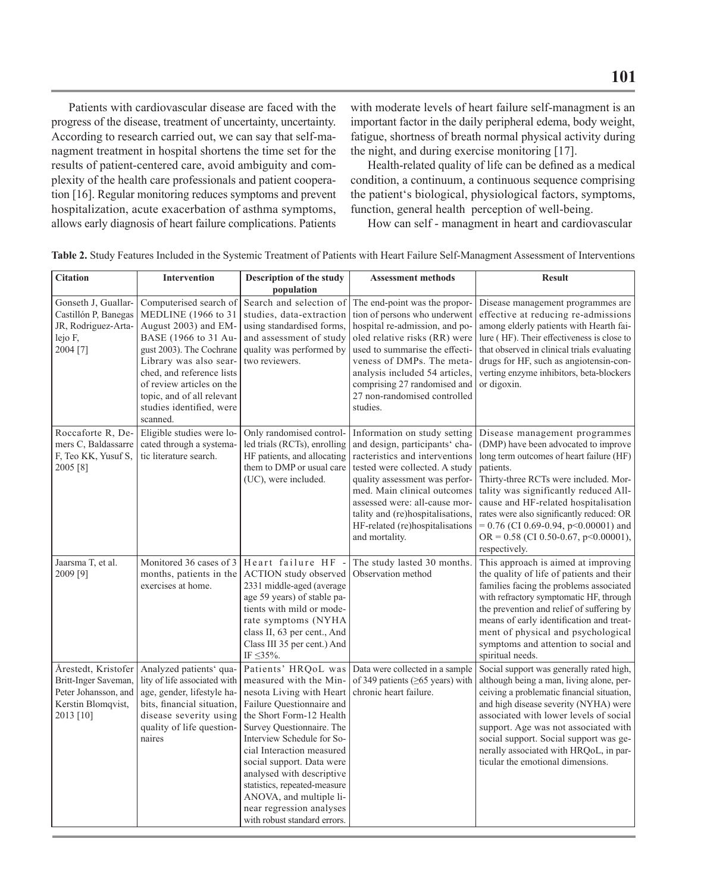Patients with cardiovascular disease are faced with the progress of the disease, treatment of uncertainty, uncertainty. According to research carried out, we can say that self-managment treatment in hospital shortens the time set for the results of patient-centered care, avoid ambiguity and complexity of the health care professionals and patient cooperation [16]. Regular monitoring reduces symptoms and prevent hospitalization, acute exacerbation of asthma symptoms, allows early diagnosis of heart failure complications. Patients with moderate levels of heart failure self-managment is an important factor in the daily peripheral edema, body weight, fatigue, shortness of breath normal physical activity during the night, and during exercise monitoring [17].

Health-related quality of life can be defined as a medical condition, a continuum, a continuous sequence comprising the patient's biological, physiological factors, symptoms, function, general health perception of well-being.

How can self - managment in heart and cardiovascular

**Table 2.** Study Features Included in the Systemic Treatment of Patients with Heart Failure Self-Managment Assessment of Interventions

| Citation | Intervention | Description of the study population | Assessment methods | Result |
|---|---|---|---|---|
| Gonseth J, Guallar-Castillón P, Banegas JR, Rodriguez-Artalejo F, 2004 [7] | Computerised search of MEDLINE (1966 to 31 August 2003) and EMBASE (1966 to 31 August 2003). The Cochrane Library was also searched, and reference lists of review articles on the topic, and of all relevant studies identified, were scanned. | Search and selection of studies, data-extraction using standardised forms, and assessment of study quality was performed by two reviewers. | The end-point was the proportion of persons who underwent hospital re-admission, and pooled relative risks (RR) were used to summarise the effectiveness of DMPs. The meta-analysis included 54 articles, comprising 27 randomised and 27 non-randomised controlled studies. | Disease management programmes are effective at reducing re-admissions among elderly patients with Hearth failure ( HF). Their effectiveness is close to that observed in clinical trials evaluating drugs for HF, such as angiotensin-converting enzyme inhibitors, beta-blockers or digoxin. |
| Roccaforte R, Demers C, Baldassarre F, Teo KK, Yusuf S, 2005 [8] | Eligible studies were located through a systematic literature search. | Only randomised controlled trials (RCTs), enrolling HF patients, and allocating them to DMP or usual care (UC), were included. | Information on study setting and design, participants' characteristics and interventions tested were collected. A study quality assessment was performed. Main clinical outcomes assessed were: all-cause mortality and (re)hospitalisations, HF-related (re)hospitalisations and mortality. | Disease management programmes (DMP) have been advocated to improve long term outcomes of heart failure (HF) patients. Thirty-three RCTs were included. Mortality was significantly reduced All-cause and HF-related hospitalisation rates were also significantly reduced: OR = 0.76 (CI 0.69-0.94, $p<0.00001$) and OR = 0.58 (CI 0.50-0.67, $p<0.00001$), respectively. |
| Jaarsma T, et al. 2009 [9] | Monitored 36 cases of 3 months, patients in the exercises at home. | Heart failure HF - ACTION study observed 2331 middle-aged (average age 59 years) of stable patients with mild or moderate symptoms (NYHA class II, 63 per cent., And Class III 35 per cent.) And IF ≤35%. | The study lasted 30 months. Observation method | This approach is aimed at improving the quality of life of patients and their families facing the problems associated with refractory symptomatic HF, through the prevention and relief of suffering by means of early identification and treatment of physical and psychological symptoms and attention to social and spiritual needs. |
| Årestedt, Kristofer Britt-Inger Saveman, Peter Johansson, and Kerstin Blomqvist, 2013 [10] | Analyzed patients' quality of life associated with age, gender, lifestyle habits, financial situation, disease severity using quality of life questionnaires | Patients' HRQoL was measured with the Minnesota Living with Heart Failure Questionnaire and the Short Form-12 Health Survey Questionnaire. The Interview Schedule for Social Interaction measured social support. Data were analysed with descriptive statistics, repeated-measure ANOVA, and multiple linear regression analyses with robust standard errors. | Data were collected in a sample of 349 patients (≥65 years) with chronic heart failure. | Social support was generally rated high, although being a man, living alone, perceiving a problematic financial situation, and high disease severity (NYHA) were associated with lower levels of social support. Age was not associated with social support. Social support was generally associated with HRQoL, in particular the emotional dimensions. |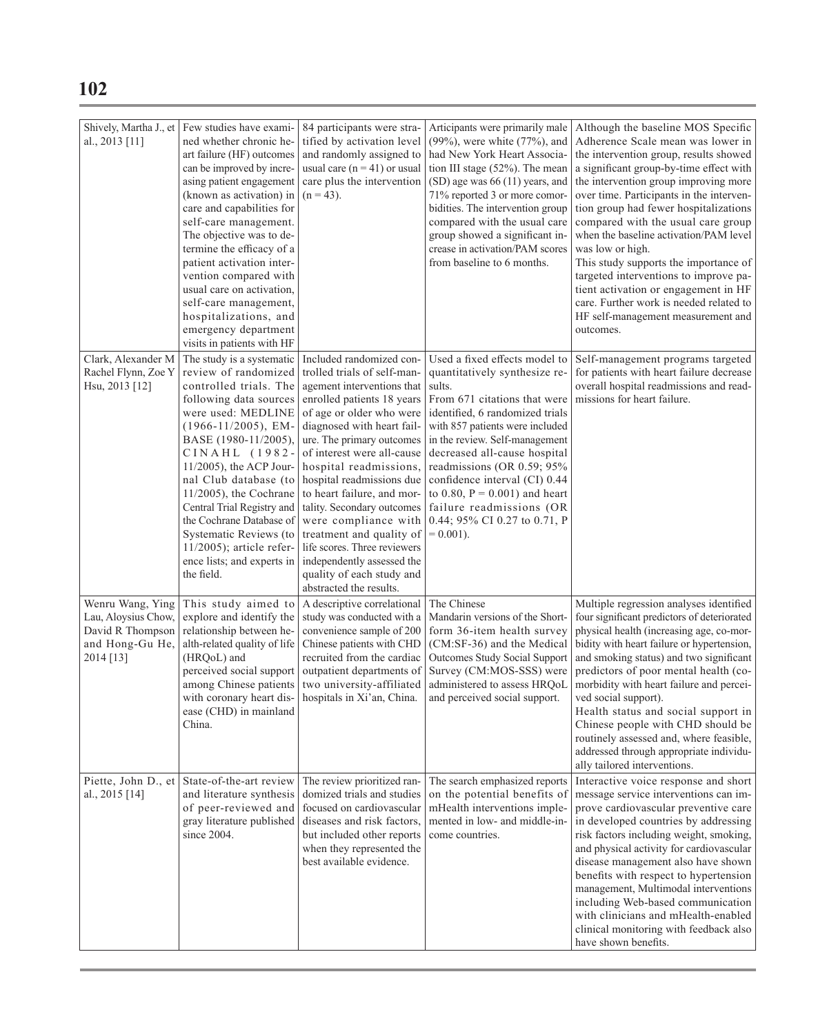| | | | | |
|---|---|---|---|---|
| Shively, Martha J., et al., 2013 [11] | Few studies have examined whether chronic heart failure (HF) outcomes can be improved by increasing patient engagement (known as activation) in care and capabilities for self-care management. The objective was to determine the efficacy of a patient activation intervention compared with usual care on activation, self-care management, hospitalizations, and emergency department visits in patients with HF | 84 participants were stratified by activation level and randomly assigned to usual care (n = 41) or usual care plus the intervention (n = 43). | Articipants were primarily male (99%), were white (77%), and had New York Heart Association III stage (52%). The mean (SD) age was 66 (11) years, and 71% reported 3 or more comorbidities. The intervention group compared with the usual care group showed a significant increase in activation/PAM scores from baseline to 6 months. | Although the baseline MOS Specific Adherence Scale mean was lower in the intervention group, results showed a significant group-by-time effect with the intervention group improving more over time. Participants in the intervention group had fewer hospitalizations compared with the usual care group when the baseline activation/PAM level was low or high.<br>This study supports the importance of targeted interventions to improve patient activation or engagement in HF care. Further work is needed related to HF self-management measurement and outcomes. |
| Clark, Alexander M Rachel Flynn, Zoe Y Hsu, 2013 [12] | The study is a systematic review of randomized controlled trials. The following data sources were used: MEDLINE (1966-11/2005), EMBASE (1980-11/2005), CINAHL (1982-11/2005), the ACP Journal Club database (to 11/2005), the Cochrane Central Trial Registry and the Cochrane Database of Systematic Reviews (to 11/2005); article reference lists; and experts in the field. | Included randomized controlled trials of self-management interventions that enrolled patients 18 years of age or older who were diagnosed with heart failure. The primary outcomes of interest were all-cause hospital readmissions, hospital readmissions due to heart failure, and mortality. Secondary outcomes were compliance with treatment and quality of life scores. Three reviewers independently assessed the quality of each study and abstracted the results. | Used a fixed effects model to quantitatively synthesize results.<br>From 671 citations that were identified, 6 randomized trials with 857 patients were included in the review. Self-management decreased all-cause hospital readmissions (OR 0.59; 95% confidence interval (CI) 0.44 to 0.80, P = 0.001) and heart failure readmissions (OR 0.44; 95% CI 0.27 to 0.71, P = 0.001). | Self-management programs targeted for patients with heart failure decrease overall hospital readmissions and readmissions for heart failure. |
| Wenru Wang, Ying Lau, Aloysius Chow, David R Thompson and Hong-Gu He, 2014 [13] | This study aimed to explore and identify the relationship between health-related quality of life (HRQoL) and perceived social support among Chinese patients with coronary heart disease (CHD) in mainland China. | A descriptive correlational study was conducted with a convenience sample of 200 Chinese patients with CHD recruited from the cardiac outpatient departments of two university-affiliated hospitals in Xi'an, China. | The Chinese Mandarin versions of the Short-form 36-item health survey (CM:SF-36) and the Medical Outcomes Study Social Support Survey (CM:MOS-SSS) were administered to assess HRQoL and perceived social support. | Multiple regression analyses identified four significant predictors of deteriorated physical health (increasing age, co-morbidity with heart failure or hypertension, and smoking status) and two significant predictors of poor mental health (co-morbidity with heart failure and perceived social support).<br>Health status and social support in Chinese people with CHD should be routinely assessed and, where feasible, addressed through appropriate individually tailored interventions. |
| Piette, John D., et al., 2015 [14] | State-of-the-art review and literature synthesis of peer-reviewed and gray literature published since 2004. | The review prioritized randomized trials and studies focused on cardiovascular diseases and risk factors, but included other reports when they represented the best available evidence. | The search emphasized reports on the potential benefits of mHealth interventions implemented in low- and middle-income countries. | Interactive voice response and short message service interventions can improve cardiovascular preventive care in developed countries by addressing risk factors including weight, smoking, and physical activity for cardiovascular disease management also have shown benefits with respect to hypertension management, Multimodal interventions including Web-based communication with clinicians and mHealth-enabled clinical monitoring with feedback also have shown benefits. |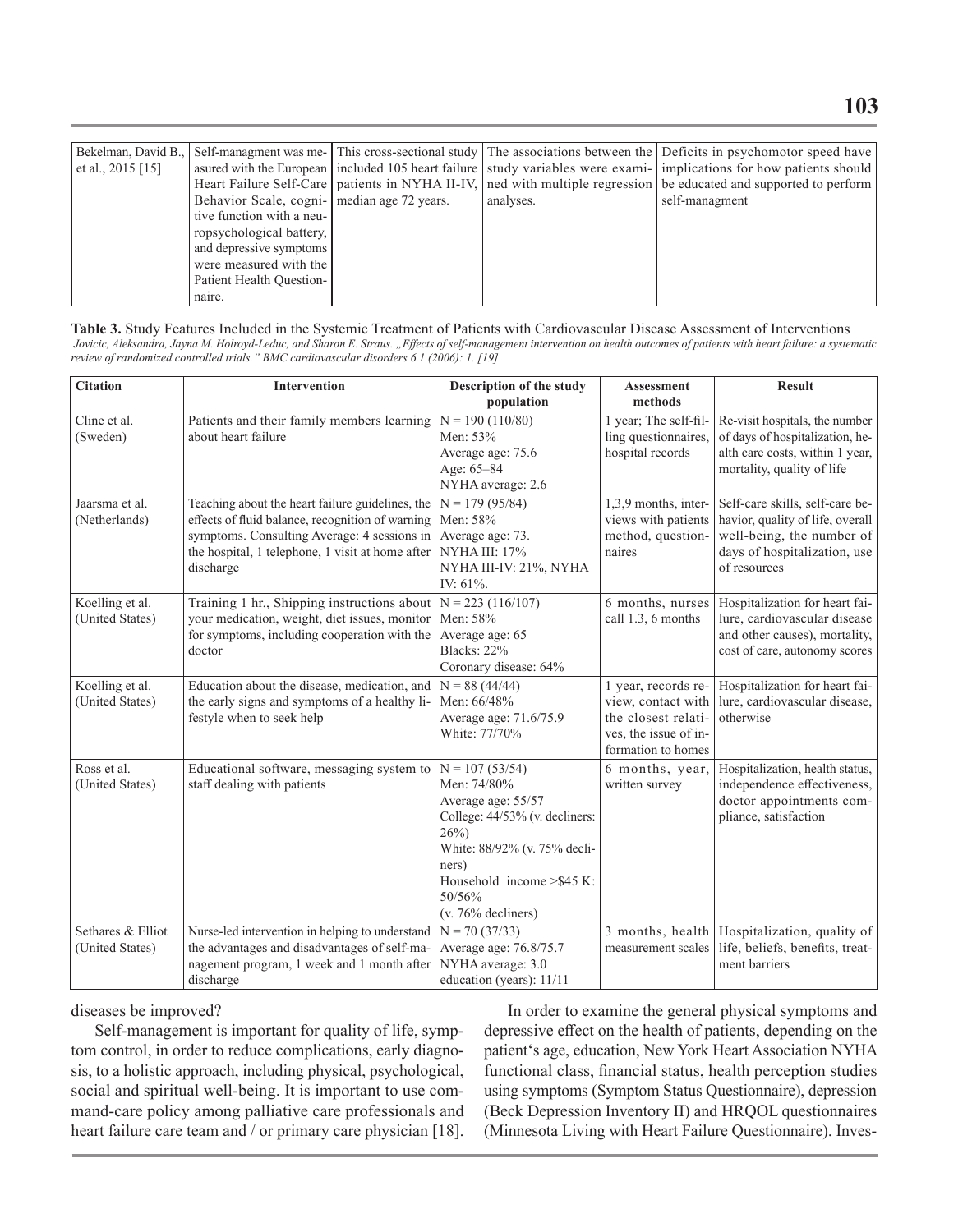| Bekelman, David B., et al., 2015 [15] | Self-managment was measured with the European Heart Failure Self-Care Behavior Scale, cognitive function with a neuropsychological battery, and depressive symptoms were measured with the Patient Health Questionnaire. | This cross-sectional study included 105 heart failure patients in NYHA II-IV, median age 72 years. | The associations between the study variables were examined with multiple regression analyses. | Deficits in psychomotor speed have implications for how patients should be educated and supported to perform self-managment |
|---|---|---|---|---|

**Table 3.** Study Features Included in the Systemic Treatment of Patients with Cardiovascular Disease Assessment of Interventions
*Jovicic, Aleksandra, Jayna M. Holroyd-Leduc, and Sharon E. Straus. „Effects of self-management intervention on health outcomes of patients with heart failure: a systematic review of randomized controlled trials." BMC cardiovascular disorders 6.1 (2006): 1. [19]*

| Citation | Intervention | Description of the study population | Assessment methods | Result |
|---|---|---|---|---|
| Cline et al. (Sweden) | Patients and their family members learning about heart failure | N = 190 (110/80)<br>Men: 53%<br>Average age: 75.6<br>Age: 65–84<br>NYHA average: 2.6 | 1 year; The self-filling questionnaires, hospital records | Re-visit hospitals, the number of days of hospitalization, health care costs, within 1 year, mortality, quality of life |
| Jaarsma et al. (Netherlands) | Teaching about the heart failure guidelines, the effects of fluid balance, recognition of warning symptoms. Consulting Average: 4 sessions in the hospital, 1 telephone, 1 visit at home after discharge | N = 179 (95/84)<br>Men: 58%<br>Average age: 73.<br>NYHA III: 17%<br>NYHA III-IV: 21%, NYHA IV: 61%. | 1,3,9 months, interviews with patients method, questionnaires | Self-care skills, self-care behavior, quality of life, overall well-being, the number of days of hospitalization, use of resources |
| Koelling et al. (United States) | Training 1 hr., Shipping instructions about your medication, weight, diet issues, monitor for symptoms, including cooperation with the doctor | N = 223 (116/107)<br>Men: 58%<br>Average age: 65<br>Blacks: 22%<br>Coronary disease: 64% | 6 months, nurses call 1.3, 6 months | Hospitalization for heart failure, cardiovascular disease and other causes), mortality, cost of care, autonomy scores |
| Koelling et al. (United States) | Education about the disease, medication, and the early signs and symptoms of a healthy lifestyle when to seek help | N = 88 (44/44)<br>Men: 66/48%<br>Average age: 71.6/75.9<br>White: 77/70% | 1 year, records review, contact with the closest relatives, the issue of information to homes | Hospitalization for heart failure, cardiovascular disease, otherwise |
| Ross et al. (United States) | Educational software, messaging system to staff dealing with patients | N = 107 (53/54)<br>Men: 74/80%<br>Average age: 55/57<br>College: 44/53% (v. decliners: 26%)<br>White: 88/92% (v. 75% decliners)<br>Household income >$45 K: 50/56%<br>(v. 76% decliners) | 6 months, year, written survey | Hospitalization, health status, independence effectiveness, doctor appointments compliance, satisfaction |
| Sethares & Elliot (United States) | Nurse-led intervention in helping to understand the advantages and disadvantages of self-management program, 1 week and 1 month after discharge | N = 70 (37/33)<br>Average age: 76.8/75.7<br>NYHA average: 3.0<br>education (years): 11/11 | 3 months, health measurement scales | Hospitalization, quality of life, beliefs, benefits, treatment barriers |

diseases be improved?

Self-management is important for quality of life, symptom control, in order to reduce complications, early diagnosis, to a holistic approach, including physical, psychological, social and spiritual well-being. It is important to use command-care policy among palliative care professionals and heart failure care team and / or primary care physician [18].

In order to examine the general physical symptoms and depressive effect on the health of patients, depending on the patient's age, education, New York Heart Association NYHA functional class, financial status, health perception studies using symptoms (Symptom Status Questionnaire), depression (Beck Depression Inventory II) and HRQOL questionnaires (Minnesota Living with Heart Failure Questionnaire). Inves-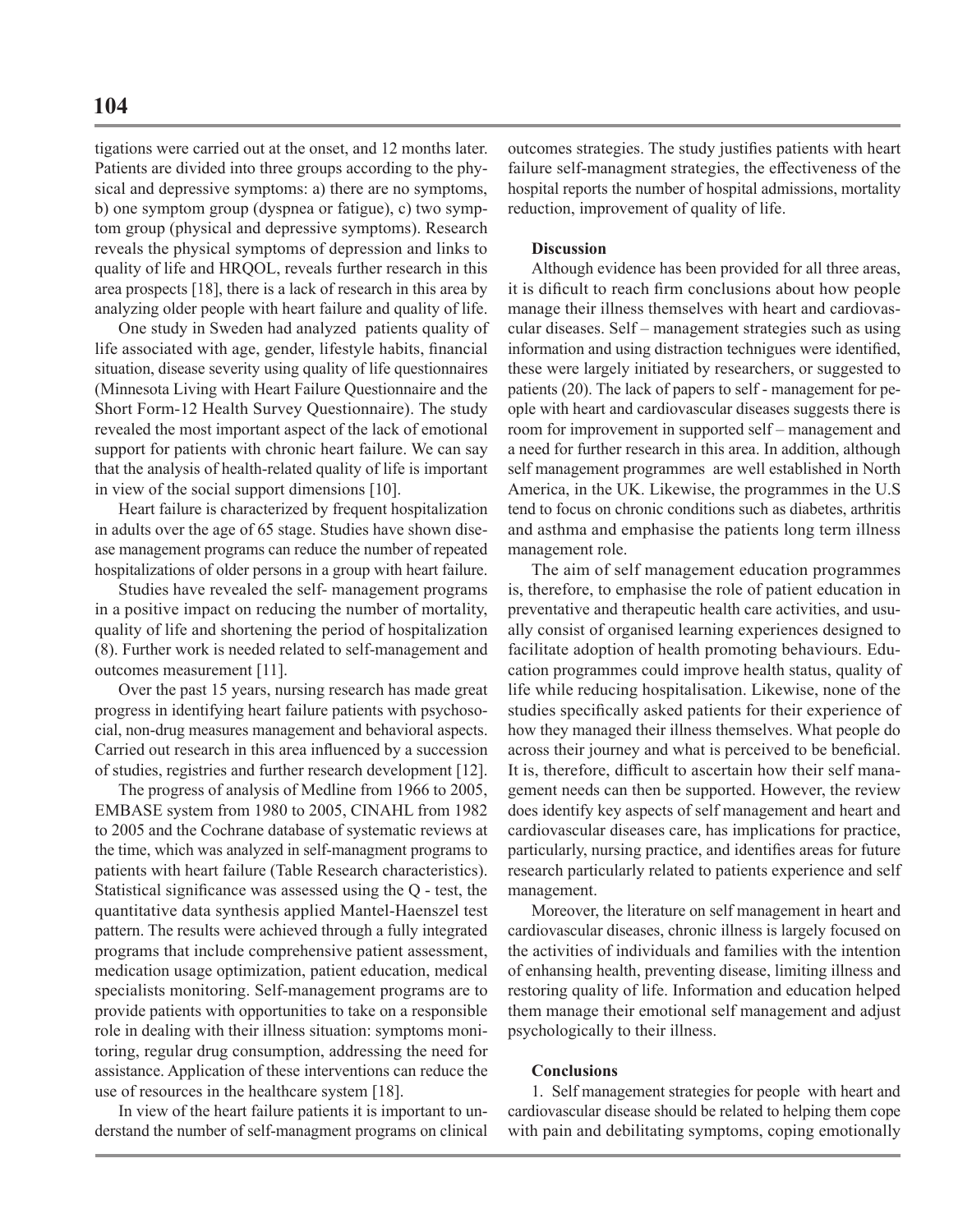tigations were carried out at the onset, and 12 months later. Patients are divided into three groups according to the physical and depressive symptoms: a) there are no symptoms, b) one symptom group (dyspnea or fatigue), c) two symptom group (physical and depressive symptoms). Research reveals the physical symptoms of depression and links to quality of life and HRQOL, reveals further research in this area prospects [18], there is a lack of research in this area by analyzing older people with heart failure and quality of life.

One study in Sweden had analyzed patients quality of life associated with age, gender, lifestyle habits, financial situation, disease severity using quality of life questionnaires (Minnesota Living with Heart Failure Questionnaire and the Short Form-12 Health Survey Questionnaire). The study revealed the most important aspect of the lack of emotional support for patients with chronic heart failure. We can say that the analysis of health-related quality of life is important in view of the social support dimensions [10].

Heart failure is characterized by frequent hospitalization in adults over the age of 65 stage. Studies have shown disease management programs can reduce the number of repeated hospitalizations of older persons in a group with heart failure.

Studies have revealed the self- management programs in a positive impact on reducing the number of mortality, quality of life and shortening the period of hospitalization (8). Further work is needed related to self-management and outcomes measurement [11].

Over the past 15 years, nursing research has made great progress in identifying heart failure patients with psychosocial, non-drug measures management and behavioral aspects. Carried out research in this area influenced by a succession of studies, registries and further research development [12].

The progress of analysis of Medline from 1966 to 2005, EMBASE system from 1980 to 2005, CINAHL from 1982 to 2005 and the Cochrane database of systematic reviews at the time, which was analyzed in self-managment programs to patients with heart failure (Table Research characteristics). Statistical significance was assessed using the Q - test, the quantitative data synthesis applied Mantel-Haenszel test pattern. The results were achieved through a fully integrated programs that include comprehensive patient assessment, medication usage optimization, patient education, medical specialists monitoring. Self-management programs are to provide patients with opportunities to take on a responsible role in dealing with their illness situation: symptoms monitoring, regular drug consumption, addressing the need for assistance. Application of these interventions can reduce the use of resources in the healthcare system [18].

In view of the heart failure patients it is important to understand the number of self-managment programs on clinical outcomes strategies. The study justifies patients with heart failure self-managment strategies, the effectiveness of the hospital reports the number of hospital admissions, mortality reduction, improvement of quality of life.

**Discussion**

Although evidence has been provided for all three areas, it is dificult to reach firm conclusions about how people manage their illness themselves with heart and cardiovascular diseases. Self – management strategies such as using information and using distraction techniques were identified, these were largely initiated by researchers, or suggested to patients (20). The lack of papers to self - management for people with heart and cardiovascular diseases suggests there is room for improvement in supported self – management and a need for further research in this area. In addition, although self management programmes are well established in North America, in the UK. Likewise, the programmes in the U.S tend to focus on chronic conditions such as diabetes, arthritis and asthma and emphasise the patients long term illness management role.

The aim of self management education programmes is, therefore, to emphasise the role of patient education in preventative and therapeutic health care activities, and usually consist of organised learning experiences designed to facilitate adoption of health promoting behaviours. Education programmes could improve health status, quality of life while reducing hospitalisation. Likewise, none of the studies specifically asked patients for their experience of how they managed their illness themselves. What people do across their journey and what is perceived to be beneficial. It is, therefore, difficult to ascertain how their self management needs can then be supported. However, the review does identify key aspects of self management and heart and cardiovascular diseases care, has implications for practice, particularly, nursing practice, and identifies areas for future research particularly related to patients experience and self management.

Moreover, the literature on self management in heart and cardiovascular diseases, chronic illness is largely focused on the activities of individuals and families with the intention of enhansing health, preventing disease, limiting illness and restoring quality of life. Information and education helped them manage their emotional self management and adjust psychologically to their illness.

**Conclusions**

1. Self management strategies for people with heart and cardiovascular disease should be related to helping them cope with pain and debilitating symptoms, coping emotionally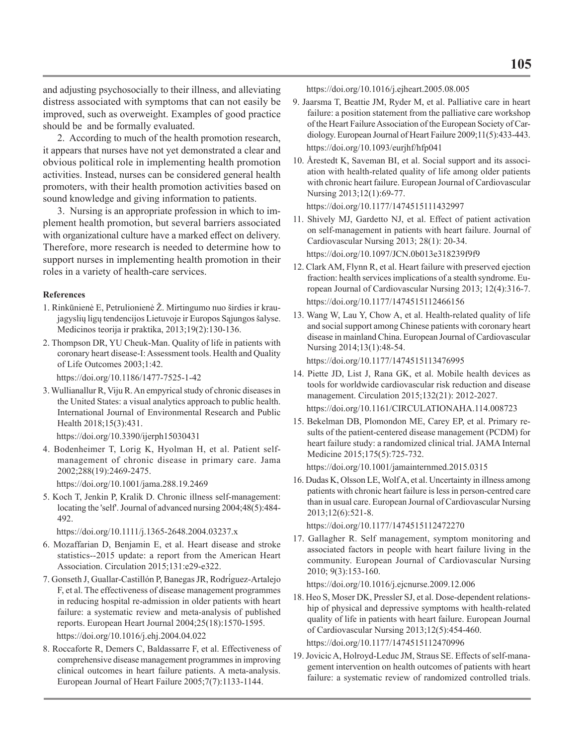and adjusting psychosocially to their illness, and alleviating distress associated with symptoms that can not easily be improved, such as overweight. Examples of good practice should be and be formally evaluated.

2. According to much of the health promotion research, it appears that nurses have not yet demonstrated a clear and obvious political role in implementing health promotion activities. Instead, nurses can be considered general health promoters, with their health promotion activities based on sound knowledge and giving information to patients.

3. Nursing is an appropriate profession in which to implement health promotion, but several barriers associated with organizational culture have a marked effect on delivery. Therefore, more research is needed to determine how to support nurses in implementing health promotion in their roles in a variety of health-care services.

**References**

1. Rinkūnienė E, Petrulionienė Ž. Mirtingumo nuo širdies ir kraujagyslių ligų tendencijos Lietuvoje ir Europos Sąjungos šalyse. Medicinos teorija ir praktika, 2013;19(2):130-136.
2. Thompson DR, YU Cheuk-Man. Quality of life in patients with coronary heart disease-I: Assessment tools. Health and Quality of Life Outcomes 2003;1:42.
   https://doi.org/10.1186/1477-7525-1-42
3. Wullianallur R, Viju R. An empyrical study of chronic diseases in the United States: a visual analytics approach to public health. International Journal of Environmental Research and Public Health 2018;15(3):431.
   https://doi.org/10.3390/ijerph15030431
4. Bodenheimer T, Lorig K, Hyolman H, et al. Patient self-management of chronic disease in primary care. Jama 2002;288(19):2469-2475.
   https://doi.org/10.1001/jama.288.19.2469
5. Koch T, Jenkin P, Kralik D. Chronic illness self-management: locating the 'self'. Journal of advanced nursing 2004;48(5):484-492.
   https://doi.org/10.1111/j.1365-2648.2004.03237.x
6. Mozaffarian D, Benjamin E, et al. Heart disease and stroke statistics--2015 update: a report from the American Heart Association. Circulation 2015;131:e29-e322.
7. Gonseth J, Guallar-Castillón P, Banegas JR, Rodríguez-Artalejo F, et al. The effectiveness of disease management programmes in reducing hospital re-admission in older patients with heart failure: a systematic review and meta-analysis of published reports. European Heart Journal 2004;25(18):1570-1595.
   https://doi.org/10.1016/j.ehj.2004.04.022
8. Roccaforte R, Demers C, Baldassarre F, et al. Effectiveness of comprehensive disease management programmes in improving clinical outcomes in heart failure patients. A meta-analysis. European Journal of Heart Failure 2005;7(7):1133-1144.
   https://doi.org/10.1016/j.ejheart.2005.08.005
9. Jaarsma T, Beattie JM, Ryder M, et al. Palliative care in heart failure: a position statement from the palliative care workshop of the Heart Failure Association of the European Society of Cardiology. European Journal of Heart Failure 2009;11(5):433-443.
   https://doi.org/10.1093/eurjhf/hfp041
10. Årestedt K, Saveman BI, et al. Social support and its association with health-related quality of life among older patients with chronic heart failure. European Journal of Cardiovascular Nursing 2013;12(1):69-77.
    https://doi.org/10.1177/1474515111432997
11. Shively MJ, Gardetto NJ, et al. Effect of patient activation on self-management in patients with heart failure. Journal of Cardiovascular Nursing 2013; 28(1): 20-34.
    https://doi.org/10.1097/JCN.0b013e318239f9f9
12. Clark AM, Flynn R, et al. Heart failure with preserved ejection fraction: health services implications of a stealth syndrome. European Journal of Cardiovascular Nursing 2013; 12(4):316-7.
    https://doi.org/10.1177/1474515112466156
13. Wang W, Lau Y, Chow A, et al. Health-related quality of life and social support among Chinese patients with coronary heart disease in mainland China. European Journal of Cardiovascular Nursing 2014;13(1):48-54.
    https://doi.org/10.1177/1474515113476995
14. Piette JD, List J, Rana GK, et al. Mobile health devices as tools for worldwide cardiovascular risk reduction and disease management. Circulation 2015;132(21): 2012-2027.
    https://doi.org/10.1161/CIRCULATIONAHA.114.008723
15. Bekelman DB, Plomondon ME, Carey EP, et al. Primary results of the patient-centered disease management (PCDM) for heart failure study: a randomized clinical trial. JAMA Internal Medicine 2015;175(5):725-732.
    https://doi.org/10.1001/jamainternmed.2015.0315
16. Dudas K, Olsson LE, Wolf A, et al. Uncertainty in illness among patients with chronic heart failure is less in person-centred care than in usual care. European Journal of Cardiovascular Nursing 2013;12(6):521-8.
    https://doi.org/10.1177/1474515112472270
17. Gallagher R. Self management, symptom monitoring and associated factors in people with heart failure living in the community. European Journal of Cardiovascular Nursing 2010; 9(3):153-160.
    https://doi.org/10.1016/j.ejcnurse.2009.12.006
18. Heo S, Moser DK, Pressler SJ, et al. Dose-dependent relationship of physical and depressive symptoms with health-related quality of life in patients with heart failure. European Journal of Cardiovascular Nursing 2013;12(5):454-460.
    https://doi.org/10.1177/1474515112470996
19. Jovicic A, Holroyd-Leduc JM, Straus SE. Effects of self-management intervention on health outcomes of patients with heart failure: a systematic review of randomized controlled trials.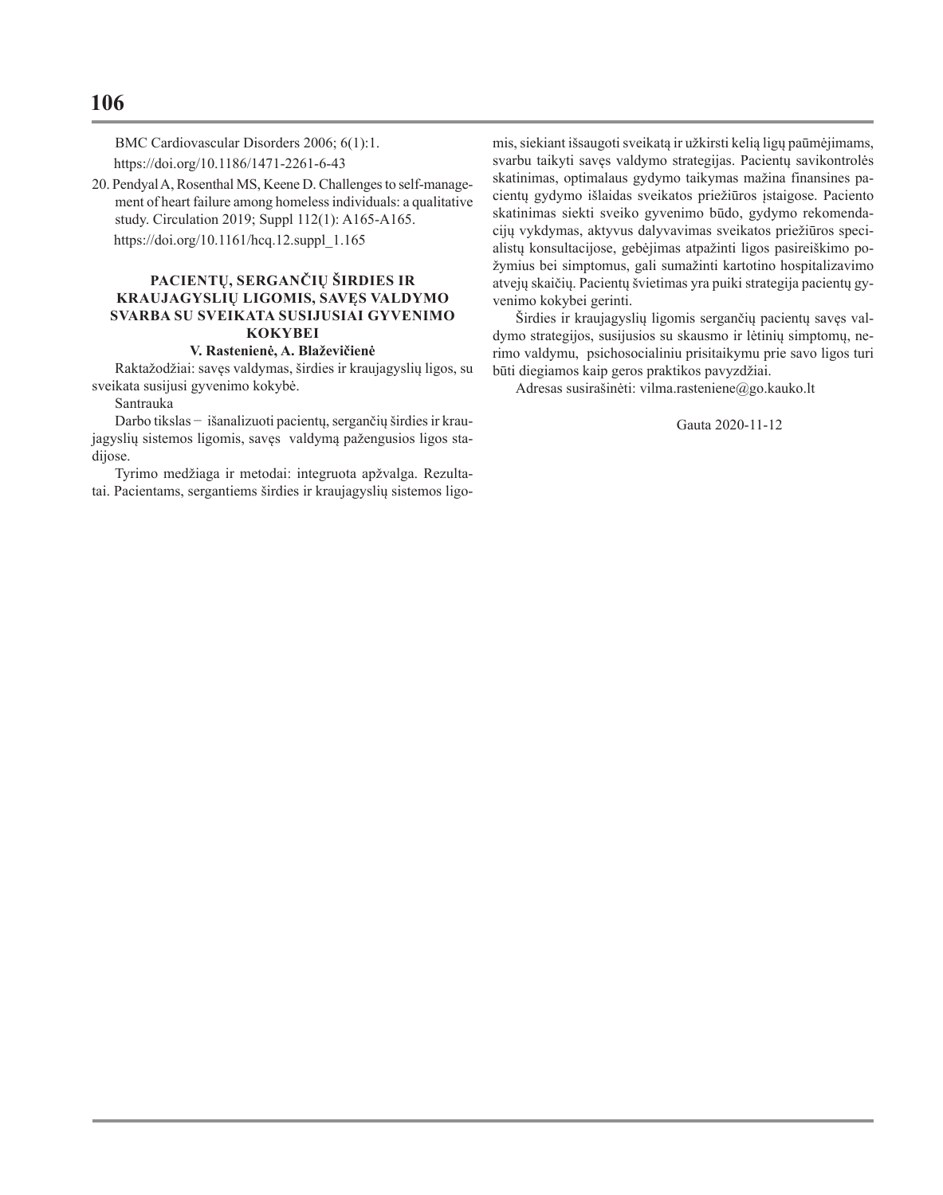BMC Cardiovascular Disorders 2006; 6(1):1. https://doi.org/10.1186/1471-2261-6-43

20. Pendyal A, Rosenthal MS, Keene D. Challenges to self-management of heart failure among homeless individuals: a qualitative study. Circulation 2019; Suppl 112(1): A165-A165. https://doi.org/10.1161/hcq.12.suppl_1.165

## PACIENTŲ, SERGANČIŲ ŠIRDIES IR KRAUJAGYSLIŲ LIGOMIS, SAVĘS VALDYMO SVARBA SU SVEIKATA SUSIJUSIAI GYVENIMO KOKYBEI

**V. Rastenienė, A. Blaževičienė**

Raktažodžiai: savęs valdymas, širdies ir kraujagyslių ligos, su sveikata susijusi gyvenimo kokybė.

Santrauka

Darbo tikslas − išanalizuoti pacientų, sergančių širdies ir kraujagyslių sistemos ligomis, savęs valdymą pažengusios ligos stadijose.

Tyrimo medžiaga ir metodai: integruota apžvalga. Rezultatai. Pacientams, sergantiems širdies ir kraujagyslių sistemos ligomis, siekiant išsaugoti sveikatą ir užkirsti kelią ligų paūmėjimams, svarbu taikyti savęs valdymo strategijas. Pacientų savikontrolės skatinimas, optimalaus gydymo taikymas mažina finansines pacientų gydymo išlaidas sveikatos priežiūros įstaigose. Paciento skatinimas siekti sveiko gyvenimo būdo, gydymo rekomendacijų vykdymas, aktyvus dalyvavimas sveikatos priežiūros specialistų konsultacijose, gebėjimas atpažinti ligos pasireiškimo požymius bei simptomus, gali sumažinti kartotino hospitalizavimo atvejų skaičių. Pacientų švietimas yra puiki strategija pacientų gyvenimo kokybei gerinti.

Širdies ir kraujagyslių ligomis sergančių pacientų savęs valdymo strategijos, susijusios su skausmo ir lėtinių simptomų, nerimo valdymu, psichosocialiniu prisitaikymu prie savo ligos turi būti diegiamos kaip geros praktikos pavyzdžiai.

Adresas susirašinėti: vilma.rasteniene@go.kauko.lt

Gauta 2020-11-12